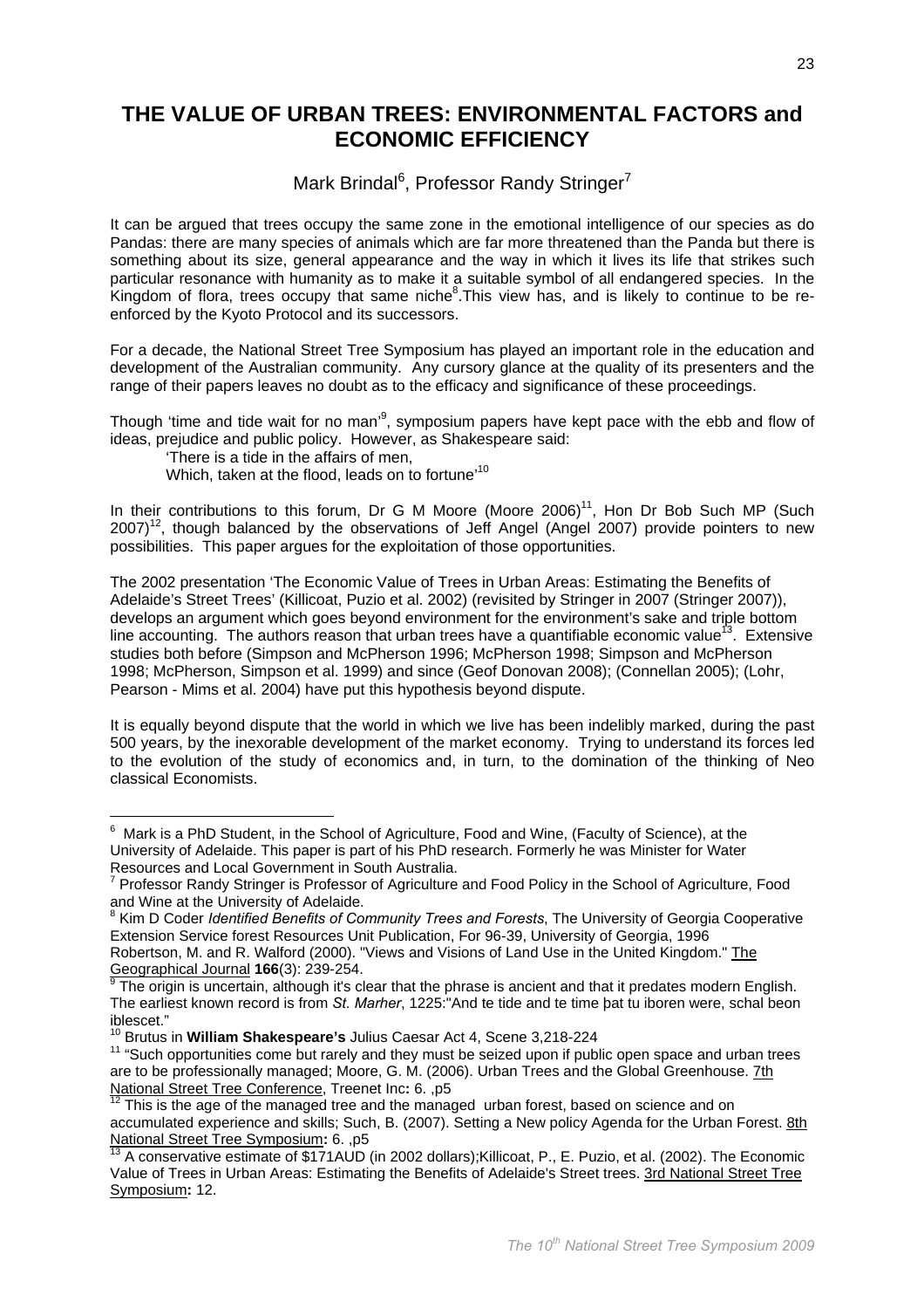# THE VALUE OF URBAN TREES: ENVIRONMENTAL FACTORS and ECONOMIC EFFICIENCY

Mark Brindal[6], Professor Randy Stringer[7]

It can be argued that trees occupy the same zone in the emotional intelligence of our species as do Pandas: there are many species of animals which are far more threatened than the Panda but there is something about its size, general appearance and the way in which it lives its life that strikes such particular resonance with humanity as to make it a suitable symbol of all endangered species. In the Kingdom of flora, trees occupy that same niche[8].This view has, and is likely to continue to be re-enforced by the Kyoto Protocol and its successors.

For a decade, the National Street Tree Symposium has played an important role in the education and development of the Australian community. Any cursory glance at the quality of its presenters and the range of their papers leaves no doubt as to the efficacy and significance of these proceedings.

Though 'time and tide wait for no man'[9], symposium papers have kept pace with the ebb and flow of ideas, prejudice and public policy. However, as Shakespeare said:

> 'There is a tide in the affairs of men,
> Which, taken at the flood, leads on to fortune'[10]

In their contributions to this forum, Dr G M Moore (Moore 2006)[11], Hon Dr Bob Such MP (Such 2007)[12], though balanced by the observations of Jeff Angel (Angel 2007) provide pointers to new possibilities. This paper argues for the exploitation of those opportunities.

The 2002 presentation 'The Economic Value of Trees in Urban Areas: Estimating the Benefits of Adelaide's Street Trees' (Killicoat, Puzio et al. 2002) (revisited by Stringer in 2007 (Stringer 2007)), develops an argument which goes beyond environment for the environment's sake and triple bottom line accounting. The authors reason that urban trees have a quantifiable economic value[13]. Extensive studies both before (Simpson and McPherson 1996; McPherson 1998; Simpson and McPherson 1998; McPherson, Simpson et al. 1999) and since (Geof Donovan 2008); (Connellan 2005); (Lohr, Pearson - Mims et al. 2004) have put this hypothesis beyond dispute.

It is equally beyond dispute that the world in which we live has been indelibly marked, during the past 500 years, by the inexorable development of the market economy. Trying to understand its forces led to the evolution of the study of economics and, in turn, to the domination of the thinking of Neo classical Economists.

---

[6] Mark is a PhD Student, in the School of Agriculture, Food and Wine, (Faculty of Science), at the University of Adelaide. This paper is part of his PhD research. Formerly he was Minister for Water Resources and Local Government in South Australia.

[7] Professor Randy Stringer is Professor of Agriculture and Food Policy in the School of Agriculture, Food and Wine at the University of Adelaide.

[8] Kim D Coder *Identified Benefits of Community Trees and Forests*, The University of Georgia Cooperative Extension Service forest Resources Unit Publication, For 96-39, University of Georgia, 1996
Robertson, M. and R. Walford (2000). "Views and Visions of Land Use in the United Kingdom." The Geographical Journal **166**(3): 239-254.

[9] The origin is uncertain, although it's clear that the phrase is ancient and that it predates modern English. The earliest known record is from *St. Marher*, 1225:"And te tide and te time þat tu iboren were, schal beon iblescet."

[10] Brutus in **William Shakespeare's** Julius Caesar Act 4, Scene 3,218-224

[11] "Such opportunities come but rarely and they must be seized upon if public open space and urban trees are to be professionally managed; Moore, G. M. (2006). Urban Trees and the Global Greenhouse. 7th National Street Tree Conference, Treenet Inc**:** 6. ,p5

[12] This is the age of the managed tree and the managed urban forest, based on science and on accumulated experience and skills; Such, B. (2007). Setting a New policy Agenda for the Urban Forest. 8th National Street Tree Symposium**:** 6. ,p5

[13] A conservative estimate of $171AUD (in 2002 dollars);Killicoat, P., E. Puzio, et al. (2002). The Economic Value of Trees in Urban Areas: Estimating the Benefits of Adelaide's Street trees. 3rd National Street Tree Symposium**:** 12.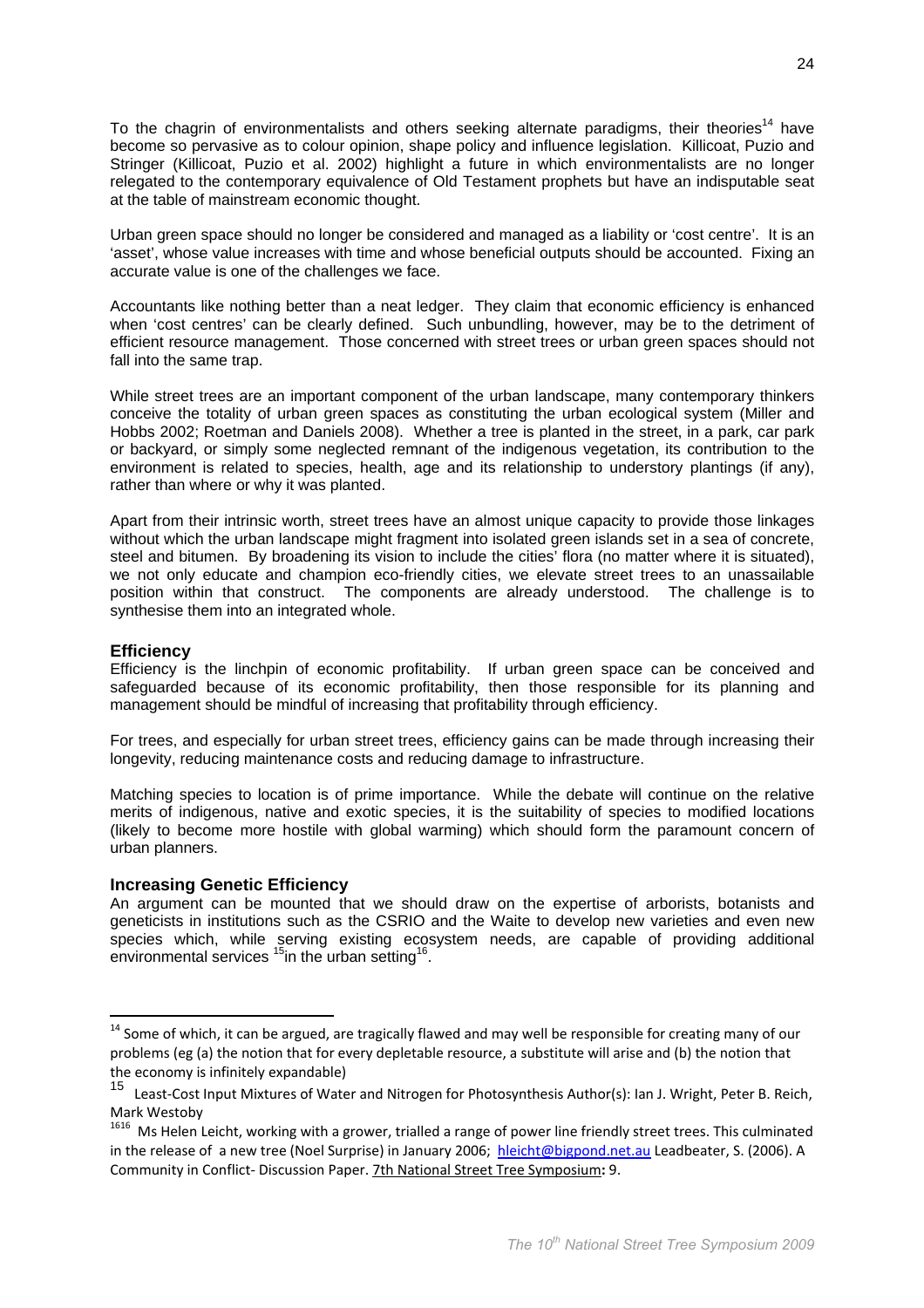To the chagrin of environmentalists and others seeking alternate paradigms, their theories[14] have become so pervasive as to colour opinion, shape policy and influence legislation. Killicoat, Puzio and Stringer (Killicoat, Puzio et al. 2002) highlight a future in which environmentalists are no longer relegated to the contemporary equivalence of Old Testament prophets but have an indisputable seat at the table of mainstream economic thought.

Urban green space should no longer be considered and managed as a liability or 'cost centre'. It is an 'asset', whose value increases with time and whose beneficial outputs should be accounted. Fixing an accurate value is one of the challenges we face.

Accountants like nothing better than a neat ledger. They claim that economic efficiency is enhanced when 'cost centres' can be clearly defined. Such unbundling, however, may be to the detriment of efficient resource management. Those concerned with street trees or urban green spaces should not fall into the same trap.

While street trees are an important component of the urban landscape, many contemporary thinkers conceive the totality of urban green spaces as constituting the urban ecological system (Miller and Hobbs 2002; Roetman and Daniels 2008). Whether a tree is planted in the street, in a park, car park or backyard, or simply some neglected remnant of the indigenous vegetation, its contribution to the environment is related to species, health, age and its relationship to understory plantings (if any), rather than where or why it was planted.

Apart from their intrinsic worth, street trees have an almost unique capacity to provide those linkages without which the urban landscape might fragment into isolated green islands set in a sea of concrete, steel and bitumen. By broadening its vision to include the cities' flora (no matter where it is situated), we not only educate and champion eco-friendly cities, we elevate street trees to an unassailable position within that construct. The components are already understood. The challenge is to synthesise them into an integrated whole.

### Efficiency

Efficiency is the linchpin of economic profitability. If urban green space can be conceived and safeguarded because of its economic profitability, then those responsible for its planning and management should be mindful of increasing that profitability through efficiency.

For trees, and especially for urban street trees, efficiency gains can be made through increasing their longevity, reducing maintenance costs and reducing damage to infrastructure.

Matching species to location is of prime importance. While the debate will continue on the relative merits of indigenous, native and exotic species, it is the suitability of species to modified locations (likely to become more hostile with global warming) which should form the paramount concern of urban planners.

### Increasing Genetic Efficiency

An argument can be mounted that we should draw on the expertise of arborists, botanists and geneticists in institutions such as the CSRIO and the Waite to develop new varieties and even new species which, while serving existing ecosystem needs, are capable of providing additional environmental services [15]in the urban setting[16].

---

[14] Some of which, it can be argued, are tragically flawed and may well be responsible for creating many of our problems (eg (a) the notion that for every depletable resource, a substitute will arise and (b) the notion that the economy is infinitely expandable)

[15] Least-Cost Input Mixtures of Water and Nitrogen for Photosynthesis Author(s): Ian J. Wright, Peter B. Reich, Mark Westoby

[1616] Ms Helen Leicht, working with a grower, trialled a range of power line friendly street trees. This culminated in the release of a new tree (Noel Surprise) in January 2006; hleicht@bigpond.net.au Leadbeater, S. (2006). A Community in Conflict- Discussion Paper. 7th National Street Tree Symposium**:** 9.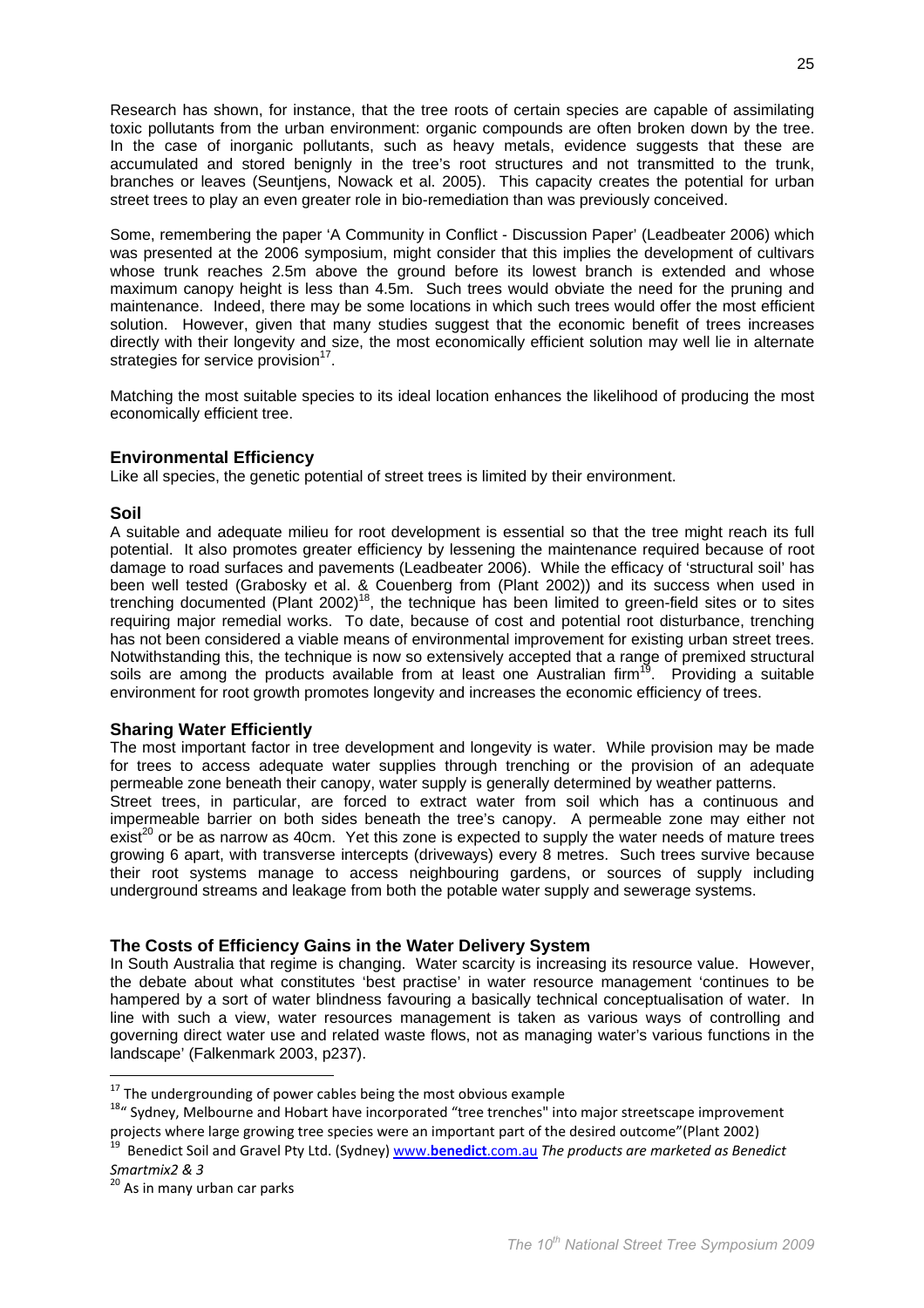Research has shown, for instance, that the tree roots of certain species are capable of assimilating toxic pollutants from the urban environment: organic compounds are often broken down by the tree. In the case of inorganic pollutants, such as heavy metals, evidence suggests that these are accumulated and stored benignly in the tree's root structures and not transmitted to the trunk, branches or leaves (Seuntjens, Nowack et al. 2005). This capacity creates the potential for urban street trees to play an even greater role in bio-remediation than was previously conceived.

Some, remembering the paper 'A Community in Conflict - Discussion Paper' (Leadbeater 2006) which was presented at the 2006 symposium, might consider that this implies the development of cultivars whose trunk reaches 2.5m above the ground before its lowest branch is extended and whose maximum canopy height is less than 4.5m. Such trees would obviate the need for the pruning and maintenance. Indeed, there may be some locations in which such trees would offer the most efficient solution. However, given that many studies suggest that the economic benefit of trees increases directly with their longevity and size, the most economically efficient solution may well lie in alternate strategies for service provision[17].

Matching the most suitable species to its ideal location enhances the likelihood of producing the most economically efficient tree.

## Environmental Efficiency

Like all species, the genetic potential of street trees is limited by their environment.

## Soil

A suitable and adequate milieu for root development is essential so that the tree might reach its full potential. It also promotes greater efficiency by lessening the maintenance required because of root damage to road surfaces and pavements (Leadbeater 2006). While the efficacy of 'structural soil' has been well tested (Grabosky et al. & Couenberg from (Plant 2002)) and its success when used in trenching documented (Plant 2002)[18], the technique has been limited to green-field sites or to sites requiring major remedial works. To date, because of cost and potential root disturbance, trenching has not been considered a viable means of environmental improvement for existing urban street trees. Notwithstanding this, the technique is now so extensively accepted that a range of premixed structural soils are among the products available from at least one Australian firm[19]. Providing a suitable environment for root growth promotes longevity and increases the economic efficiency of trees.

## Sharing Water Efficiently

The most important factor in tree development and longevity is water. While provision may be made for trees to access adequate water supplies through trenching or the provision of an adequate permeable zone beneath their canopy, water supply is generally determined by weather patterns.

Street trees, in particular, are forced to extract water from soil which has a continuous and impermeable barrier on both sides beneath the tree's canopy. A permeable zone may either not exist[20] or be as narrow as 40cm. Yet this zone is expected to supply the water needs of mature trees growing 6 apart, with transverse intercepts (driveways) every 8 metres. Such trees survive because their root systems manage to access neighbouring gardens, or sources of supply including underground streams and leakage from both the potable water supply and sewerage systems.

## The Costs of Efficiency Gains in the Water Delivery System

In South Australia that regime is changing. Water scarcity is increasing its resource value. However, the debate about what constitutes 'best practise' in water resource management 'continues to be hampered by a sort of water blindness favouring a basically technical conceptualisation of water. In line with such a view, water resources management is taken as various ways of controlling and governing direct water use and related waste flows, not as managing water's various functions in the landscape' (Falkenmark 2003, p237).

---

[17] The undergrounding of power cables being the most obvious example

[18] " Sydney, Melbourne and Hobart have incorporated "tree trenches" into major streetscape improvement projects where large growing tree species were an important part of the desired outcome"(Plant 2002)

[19] Benedict Soil and Gravel Pty Ltd. (Sydney) www.**benedict**.com.au *The products are marketed as Benedict Smartmix2 & 3*

[20] As in many urban car parks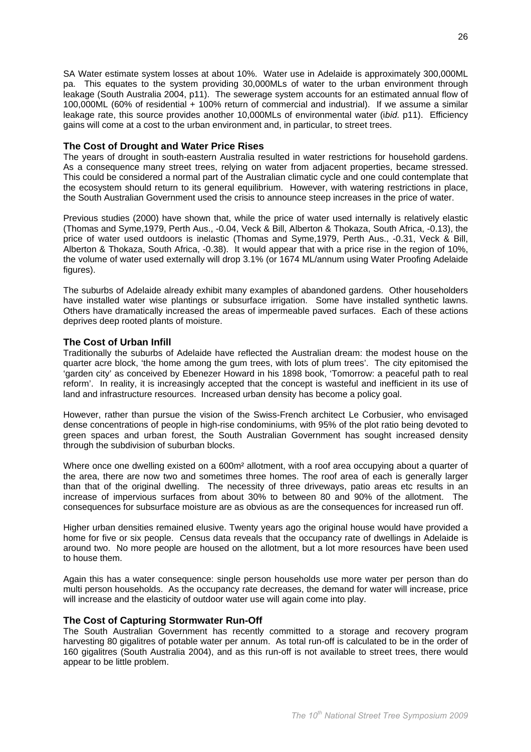SA Water estimate system losses at about 10%. Water use in Adelaide is approximately 300,000ML pa. This equates to the system providing 30,000MLs of water to the urban environment through leakage (South Australia 2004, p11). The sewerage system accounts for an estimated annual flow of 100,000ML (60% of residential + 100% return of commercial and industrial). If we assume a similar leakage rate, this source provides another 10,000MLs of environmental water (i*bid.* p11). Efficiency gains will come at a cost to the urban environment and, in particular, to street trees.

## The Cost of Drought and Water Price Rises

The years of drought in south-eastern Australia resulted in water restrictions for household gardens. As a consequence many street trees, relying on water from adjacent properties, became stressed. This could be considered a normal part of the Australian climatic cycle and one could contemplate that the ecosystem should return to its general equilibrium. However, with watering restrictions in place, the South Australian Government used the crisis to announce steep increases in the price of water.

Previous studies (2000) have shown that, while the price of water used internally is relatively elastic (Thomas and Syme,1979, Perth Aus., -0.04, Veck & Bill, Alberton & Thokaza, South Africa, -0.13), the price of water used outdoors is inelastic (Thomas and Syme,1979, Perth Aus., -0.31, Veck & Bill, Alberton & Thokaza, South Africa, -0.38). It would appear that with a price rise in the region of 10%, the volume of water used externally will drop 3.1% (or 1674 ML/annum using Water Proofing Adelaide figures).

The suburbs of Adelaide already exhibit many examples of abandoned gardens. Other householders have installed water wise plantings or subsurface irrigation. Some have installed synthetic lawns. Others have dramatically increased the areas of impermeable paved surfaces. Each of these actions deprives deep rooted plants of moisture.

## The Cost of Urban Infill

Traditionally the suburbs of Adelaide have reflected the Australian dream: the modest house on the quarter acre block, 'the home among the gum trees, with lots of plum trees'. The city epitomised the 'garden city' as conceived by Ebenezer Howard in his 1898 book, 'Tomorrow: a peaceful path to real reform'. In reality, it is increasingly accepted that the concept is wasteful and inefficient in its use of land and infrastructure resources. Increased urban density has become a policy goal.

However, rather than pursue the vision of the Swiss-French architect Le Corbusier, who envisaged dense concentrations of people in high-rise condominiums, with 95% of the plot ratio being devoted to green spaces and urban forest, the South Australian Government has sought increased density through the subdivision of suburban blocks.

Where once one dwelling existed on a 600m² allotment, with a roof area occupying about a quarter of the area, there are now two and sometimes three homes. The roof area of each is generally larger than that of the original dwelling. The necessity of three driveways, patio areas etc results in an increase of impervious surfaces from about 30% to between 80 and 90% of the allotment. The consequences for subsurface moisture are as obvious as are the consequences for increased run off.

Higher urban densities remained elusive. Twenty years ago the original house would have provided a home for five or six people. Census data reveals that the occupancy rate of dwellings in Adelaide is around two. No more people are housed on the allotment, but a lot more resources have been used to house them.

Again this has a water consequence: single person households use more water per person than do multi person households. As the occupancy rate decreases, the demand for water will increase, price will increase and the elasticity of outdoor water use will again come into play.

## The Cost of Capturing Stormwater Run-Off

The South Australian Government has recently committed to a storage and recovery program harvesting 80 gigalitres of potable water per annum. As total run-off is calculated to be in the order of 160 gigalitres (South Australia 2004), and as this run-off is not available to street trees, there would appear to be little problem.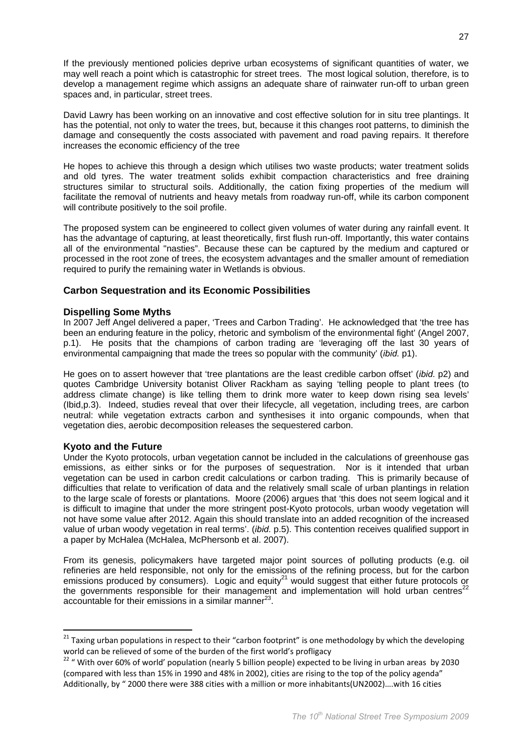If the previously mentioned policies deprive urban ecosystems of significant quantities of water, we may well reach a point which is catastrophic for street trees. The most logical solution, therefore, is to develop a management regime which assigns an adequate share of rainwater run-off to urban green spaces and, in particular, street trees.

David Lawry has been working on an innovative and cost effective solution for in situ tree plantings. It has the potential, not only to water the trees, but, because it this changes root patterns, to diminish the damage and consequently the costs associated with pavement and road paving repairs. It therefore increases the economic efficiency of the tree

He hopes to achieve this through a design which utilises two waste products; water treatment solids and old tyres. The water treatment solids exhibit compaction characteristics and free draining structures similar to structural soils. Additionally, the cation fixing properties of the medium will facilitate the removal of nutrients and heavy metals from roadway run-off, while its carbon component will contribute positively to the soil profile.

The proposed system can be engineered to collect given volumes of water during any rainfall event. It has the advantage of capturing, at least theoretically, first flush run-off. Importantly, this water contains all of the environmental "nasties". Because these can be captured by the medium and captured or processed in the root zone of trees, the ecosystem advantages and the smaller amount of remediation required to purify the remaining water in Wetlands is obvious.

## Carbon Sequestration and its Economic Possibilities

### Dispelling Some Myths

In 2007 Jeff Angel delivered a paper, 'Trees and Carbon Trading'. He acknowledged that 'the tree has been an enduring feature in the policy, rhetoric and symbolism of the environmental fight' (Angel 2007, p.1). He posits that the champions of carbon trading are 'leveraging off the last 30 years of environmental campaigning that made the trees so popular with the community' (*ibid.* p1).

He goes on to assert however that 'tree plantations are the least credible carbon offset' (*ibid.* p2) and quotes Cambridge University botanist Oliver Rackham as saying 'telling people to plant trees (to address climate change) is like telling them to drink more water to keep down rising sea levels' (Ibid,p.3). Indeed, studies reveal that over their lifecycle, all vegetation, including trees, are carbon neutral: while vegetation extracts carbon and synthesises it into organic compounds, when that vegetation dies, aerobic decomposition releases the sequestered carbon.

### Kyoto and the Future

Under the Kyoto protocols, urban vegetation cannot be included in the calculations of greenhouse gas emissions, as either sinks or for the purposes of sequestration. Nor is it intended that urban vegetation can be used in carbon credit calculations or carbon trading. This is primarily because of difficulties that relate to verification of data and the relatively small scale of urban plantings in relation to the large scale of forests or plantations. Moore (2006) argues that 'this does not seem logical and it is difficult to imagine that under the more stringent post-Kyoto protocols, urban woody vegetation will not have some value after 2012. Again this should translate into an added recognition of the increased value of urban woody vegetation in real terms'. (*ibid.* p.5). This contention receives qualified support in a paper by McHalea (McHalea, McPhersonb et al. 2007).

From its genesis, policymakers have targeted major point sources of polluting products (e.g. oil refineries are held responsible, not only for the emissions of the refining process, but for the carbon emissions produced by consumers). Logic and equity[21] would suggest that either future protocols or the governments responsible for their management and implementation will hold urban centres[22] accountable for their emissions in a similar manner[23].

---

[21] Taxing urban populations in respect to their "carbon footprint" is one methodology by which the developing world can be relieved of some of the burden of the first world's profligacy

[22] " With over 60% of world' population (nearly 5 billion people) expected to be living in urban areas by 2030 (compared with less than 15% in 1990 and 48% in 2002), cities are rising to the top of the policy agenda" Additionally, by " 2000 there were 388 cities with a million or more inhabitants(UN2002)….with 16 cities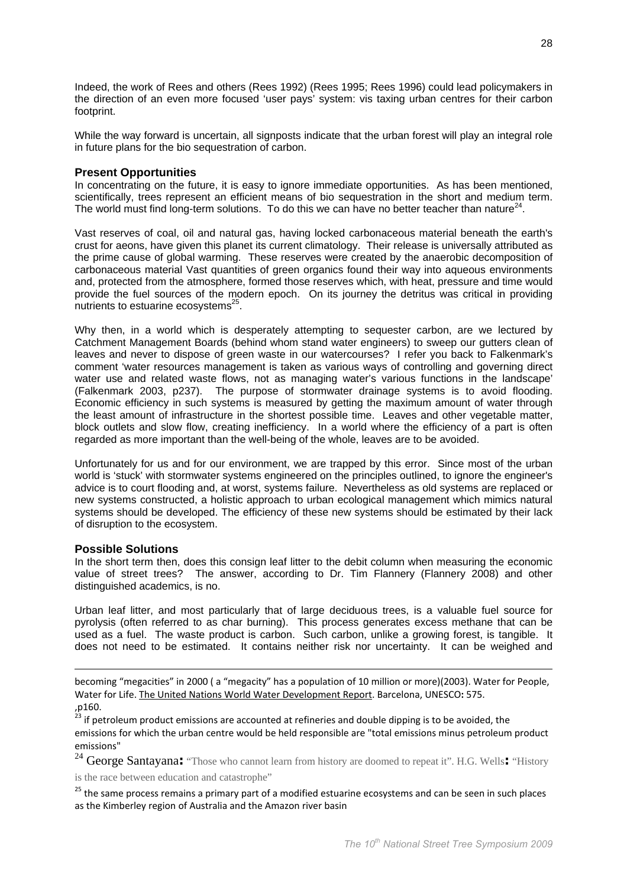Indeed, the work of Rees and others (Rees 1992) (Rees 1995; Rees 1996) could lead policymakers in the direction of an even more focused 'user pays' system: vis taxing urban centres for their carbon footprint.

While the way forward is uncertain, all signposts indicate that the urban forest will play an integral role in future plans for the bio sequestration of carbon.

### Present Opportunities

In concentrating on the future, it is easy to ignore immediate opportunities. As has been mentioned, scientifically, trees represent an efficient means of bio sequestration in the short and medium term. The world must find long-term solutions. To do this we can have no better teacher than nature[24].

Vast reserves of coal, oil and natural gas, having locked carbonaceous material beneath the earth's crust for aeons, have given this planet its current climatology. Their release is universally attributed as the prime cause of global warming. These reserves were created by the anaerobic decomposition of carbonaceous material Vast quantities of green organics found their way into aqueous environments and, protected from the atmosphere, formed those reserves which, with heat, pressure and time would provide the fuel sources of the modern epoch. On its journey the detritus was critical in providing nutrients to estuarine ecosystems[25].

Why then, in a world which is desperately attempting to sequester carbon, are we lectured by Catchment Management Boards (behind whom stand water engineers) to sweep our gutters clean of leaves and never to dispose of green waste in our watercourses? I refer you back to Falkenmark's comment 'water resources management is taken as various ways of controlling and governing direct water use and related waste flows, not as managing water's various functions in the landscape' (Falkenmark 2003, p237). The purpose of stormwater drainage systems is to avoid flooding. Economic efficiency in such systems is measured by getting the maximum amount of water through the least amount of infrastructure in the shortest possible time. Leaves and other vegetable matter, block outlets and slow flow, creating inefficiency. In a world where the efficiency of a part is often regarded as more important than the well-being of the whole, leaves are to be avoided.

Unfortunately for us and for our environment, we are trapped by this error. Since most of the urban world is 'stuck' with stormwater systems engineered on the principles outlined, to ignore the engineer's advice is to court flooding and, at worst, systems failure. Nevertheless as old systems are replaced or new systems constructed, a holistic approach to urban ecological management which mimics natural systems should be developed. The efficiency of these new systems should be estimated by their lack of disruption to the ecosystem.

### Possible Solutions

In the short term then, does this consign leaf litter to the debit column when measuring the economic value of street trees? The answer, according to Dr. Tim Flannery (Flannery 2008) and other distinguished academics, is no.

Urban leaf litter, and most particularly that of large deciduous trees, is a valuable fuel source for pyrolysis (often referred to as char burning). This process generates excess methane that can be used as a fuel. The waste product is carbon. Such carbon, unlike a growing forest, is tangible. It does not need to be estimated. It contains neither risk nor uncertainty. It can be weighed and

---

becoming "megacities" in 2000 ( a "megacity" has a population of 10 million or more)(2003). Water for People, Water for Life. The United Nations World Water Development Report. Barcelona, UNESCO**:** 575. ,p160.

[23] if petroleum product emissions are accounted at refineries and double dipping is to be avoided, the emissions for which the urban centre would be held responsible are "total emissions minus petroleum product emissions"

[24] George Santayana**:** "Those who cannot learn from history are doomed to repeat it". H.G. Wells**:** "History is the race between education and catastrophe"

[25] the same process remains a primary part of a modified estuarine ecosystems and can be seen in such places as the Kimberley region of Australia and the Amazon river basin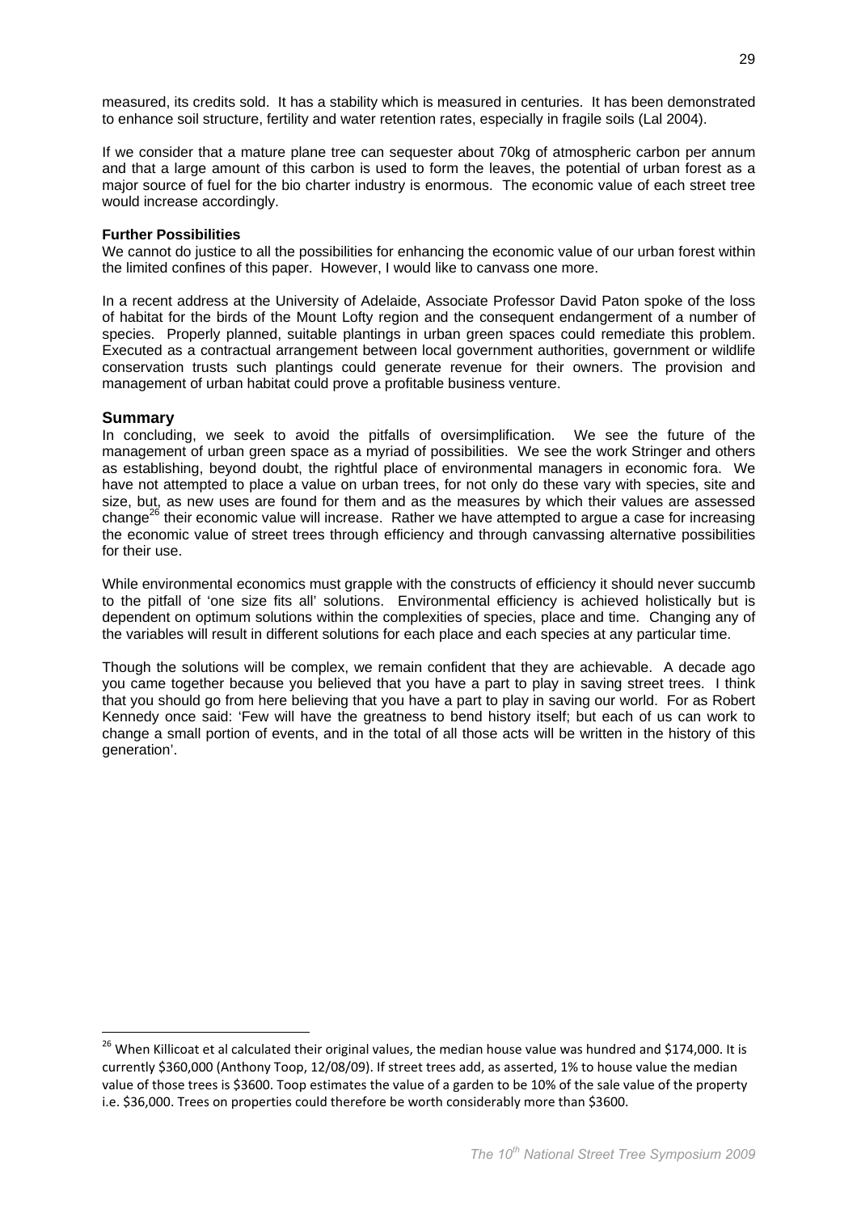measured, its credits sold. It has a stability which is measured in centuries. It has been demonstrated to enhance soil structure, fertility and water retention rates, especially in fragile soils (Lal 2004).

If we consider that a mature plane tree can sequester about 70kg of atmospheric carbon per annum and that a large amount of this carbon is used to form the leaves, the potential of urban forest as a major source of fuel for the bio charter industry is enormous. The economic value of each street tree would increase accordingly.

**Further Possibilities**

We cannot do justice to all the possibilities for enhancing the economic value of our urban forest within the limited confines of this paper. However, I would like to canvass one more.

In a recent address at the University of Adelaide, Associate Professor David Paton spoke of the loss of habitat for the birds of the Mount Lofty region and the consequent endangerment of a number of species. Properly planned, suitable plantings in urban green spaces could remediate this problem. Executed as a contractual arrangement between local government authorities, government or wildlife conservation trusts such plantings could generate revenue for their owners. The provision and management of urban habitat could prove a profitable business venture.

## Summary

In concluding, we seek to avoid the pitfalls of oversimplification. We see the future of the management of urban green space as a myriad of possibilities. We see the work Stringer and others as establishing, beyond doubt, the rightful place of environmental managers in economic fora. We have not attempted to place a value on urban trees, for not only do these vary with species, site and size, but, as new uses are found for them and as the measures by which their values are assessed change[26] their economic value will increase. Rather we have attempted to argue a case for increasing the economic value of street trees through efficiency and through canvassing alternative possibilities for their use.

While environmental economics must grapple with the constructs of efficiency it should never succumb to the pitfall of 'one size fits all' solutions. Environmental efficiency is achieved holistically but is dependent on optimum solutions within the complexities of species, place and time. Changing any of the variables will result in different solutions for each place and each species at any particular time.

Though the solutions will be complex, we remain confident that they are achievable. A decade ago you came together because you believed that you have a part to play in saving street trees. I think that you should go from here believing that you have a part to play in saving our world. For as Robert Kennedy once said: 'Few will have the greatness to bend history itself; but each of us can work to change a small portion of events, and in the total of all those acts will be written in the history of this generation'.

---

[26] When Killicoat et al calculated their original values, the median house value was hundred and $174,000. It is currently $360,000 (Anthony Toop, 12/08/09). If street trees add, as asserted, 1% to house value the median value of those trees is $3600. Toop estimates the value of a garden to be 10% of the sale value of the property i.e. $36,000. Trees on properties could therefore be worth considerably more than $3600.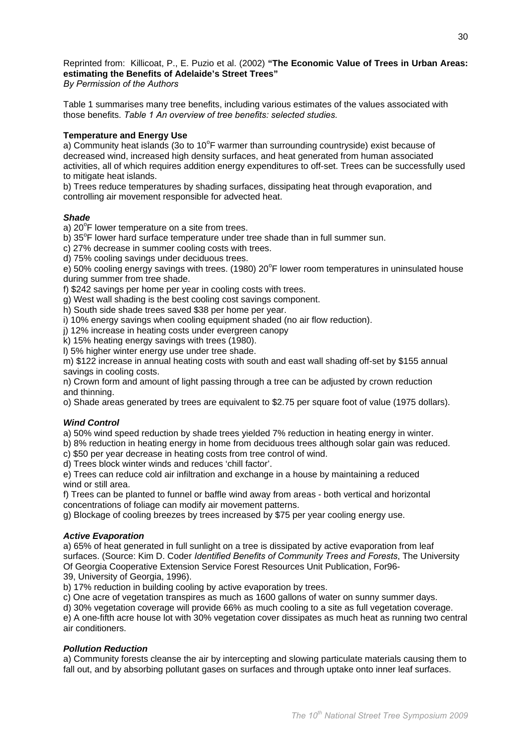Reprinted from: Killicoat, P., E. Puzio et al. (2002) **"The Economic Value of Trees in Urban Areas: estimating the Benefits of Adelaide's Street Trees"**
*By Permission of the Authors*

Table 1 summarises many tree benefits, including various estimates of the values associated with those benefits. *Table 1 An overview of tree benefits: selected studies.*

**Temperature and Energy Use**

a) Community heat islands (3o to 10°F warmer than surrounding countryside) exist because of decreased wind, increased high density surfaces, and heat generated from human associated activities, all of which requires addition energy expenditures to off-set. Trees can be successfully used to mitigate heat islands.

b) Trees reduce temperatures by shading surfaces, dissipating heat through evaporation, and controlling air movement responsible for advected heat.

***Shade***

a) 20°F lower temperature on a site from trees.
b) 35°F lower hard surface temperature under tree shade than in full summer sun.
c) 27% decrease in summer cooling costs with trees.
d) 75% cooling savings under deciduous trees.
e) 50% cooling energy savings with trees. (1980) 20°F lower room temperatures in uninsulated house during summer from tree shade.
f) $242 savings per home per year in cooling costs with trees.
g) West wall shading is the best cooling cost savings component.
h) South side shade trees saved $38 per home per year.
i) 10% energy savings when cooling equipment shaded (no air flow reduction).
j) 12% increase in heating costs under evergreen canopy
k) 15% heating energy savings with trees (1980).
l) 5% higher winter energy use under tree shade.
m) $122 increase in annual heating costs with south and east wall shading off-set by $155 annual savings in cooling costs.
n) Crown form and amount of light passing through a tree can be adjusted by crown reduction and thinning.
o) Shade areas generated by trees are equivalent to $2.75 per square foot of value (1975 dollars).

***Wind Control***

a) 50% wind speed reduction by shade trees yielded 7% reduction in heating energy in winter.
b) 8% reduction in heating energy in home from deciduous trees although solar gain was reduced.
c) $50 per year decrease in heating costs from tree control of wind.
d) Trees block winter winds and reduces 'chill factor'.
e) Trees can reduce cold air infiltration and exchange in a house by maintaining a reduced wind or still area.
f) Trees can be planted to funnel or baffle wind away from areas - both vertical and horizontal concentrations of foliage can modify air movement patterns.
g) Blockage of cooling breezes by trees increased by $75 per year cooling energy use.

***Active Evaporation***

a) 65% of heat generated in full sunlight on a tree is dissipated by active evaporation from leaf surfaces. (Source: Kim D. Coder *Identified Benefits of Community Trees and Forests*, The University Of Georgia Cooperative Extension Service Forest Resources Unit Publication, For96-39, University of Georgia, 1996).
b) 17% reduction in building cooling by active evaporation by trees.
c) One acre of vegetation transpires as much as 1600 gallons of water on sunny summer days.
d) 30% vegetation coverage will provide 66% as much cooling to a site as full vegetation coverage.
e) A one-fifth acre house lot with 30% vegetation cover dissipates as much heat as running two central air conditioners.

***Pollution Reduction***

a) Community forests cleanse the air by intercepting and slowing particulate materials causing them to fall out, and by absorbing pollutant gases on surfaces and through uptake onto inner leaf surfaces.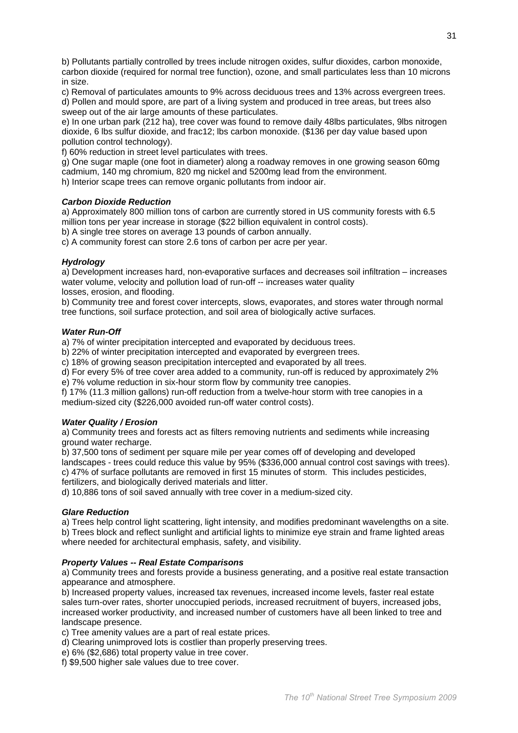b) Pollutants partially controlled by trees include nitrogen oxides, sulfur dioxides, carbon monoxide, carbon dioxide (required for normal tree function), ozone, and small particulates less than 10 microns in size.
c) Removal of particulates amounts to 9% across deciduous trees and 13% across evergreen trees.
d) Pollen and mould spore, are part of a living system and produced in tree areas, but trees also sweep out of the air large amounts of these particulates.
e) In one urban park (212 ha), tree cover was found to remove daily 48lbs particulates, 9lbs nitrogen dioxide, 6 lbs sulfur dioxide, and frac12; lbs carbon monoxide. ($136 per day value based upon pollution control technology).
f) 60% reduction in street level particulates with trees.
g) One sugar maple (one foot in diameter) along a roadway removes in one growing season 60mg cadmium, 140 mg chromium, 820 mg nickel and 5200mg lead from the environment.
h) Interior scape trees can remove organic pollutants from indoor air.

***Carbon Dioxide Reduction***

a) Approximately 800 million tons of carbon are currently stored in US community forests with 6.5 million tons per year increase in storage ($22 billion equivalent in control costs).
b) A single tree stores on average 13 pounds of carbon annually.
c) A community forest can store 2.6 tons of carbon per acre per year.

***Hydrology***

a) Development increases hard, non-evaporative surfaces and decreases soil infiltration – increases water volume, velocity and pollution load of run-off -- increases water quality losses, erosion, and flooding.
b) Community tree and forest cover intercepts, slows, evaporates, and stores water through normal tree functions, soil surface protection, and soil area of biologically active surfaces.

***Water Run-Off***

a) 7% of winter precipitation intercepted and evaporated by deciduous trees.
b) 22% of winter precipitation intercepted and evaporated by evergreen trees.
c) 18% of growing season precipitation intercepted and evaporated by all trees.
d) For every 5% of tree cover area added to a community, run-off is reduced by approximately 2%
e) 7% volume reduction in six-hour storm flow by community tree canopies.
f) 17% (11.3 million gallons) run-off reduction from a twelve-hour storm with tree canopies in a medium-sized city ($226,000 avoided run-off water control costs).

***Water Quality / Erosion***

a) Community trees and forests act as filters removing nutrients and sediments while increasing ground water recharge.
b) 37,500 tons of sediment per square mile per year comes off of developing and developed landscapes - trees could reduce this value by 95% ($336,000 annual control cost savings with trees).
c) 47% of surface pollutants are removed in first 15 minutes of storm. This includes pesticides, fertilizers, and biologically derived materials and litter.
d) 10,886 tons of soil saved annually with tree cover in a medium-sized city.

***Glare Reduction***

a) Trees help control light scattering, light intensity, and modifies predominant wavelengths on a site.
b) Trees block and reflect sunlight and artificial lights to minimize eye strain and frame lighted areas where needed for architectural emphasis, safety, and visibility.

***Property Values -- Real Estate Comparisons***

a) Community trees and forests provide a business generating, and a positive real estate transaction appearance and atmosphere.
b) Increased property values, increased tax revenues, increased income levels, faster real estate sales turn-over rates, shorter unoccupied periods, increased recruitment of buyers, increased jobs, increased worker productivity, and increased number of customers have all been linked to tree and landscape presence.
c) Tree amenity values are a part of real estate prices.
d) Clearing unimproved lots is costlier than properly preserving trees.
e) 6% ($2,686) total property value in tree cover.
f) $9,500 higher sale values due to tree cover.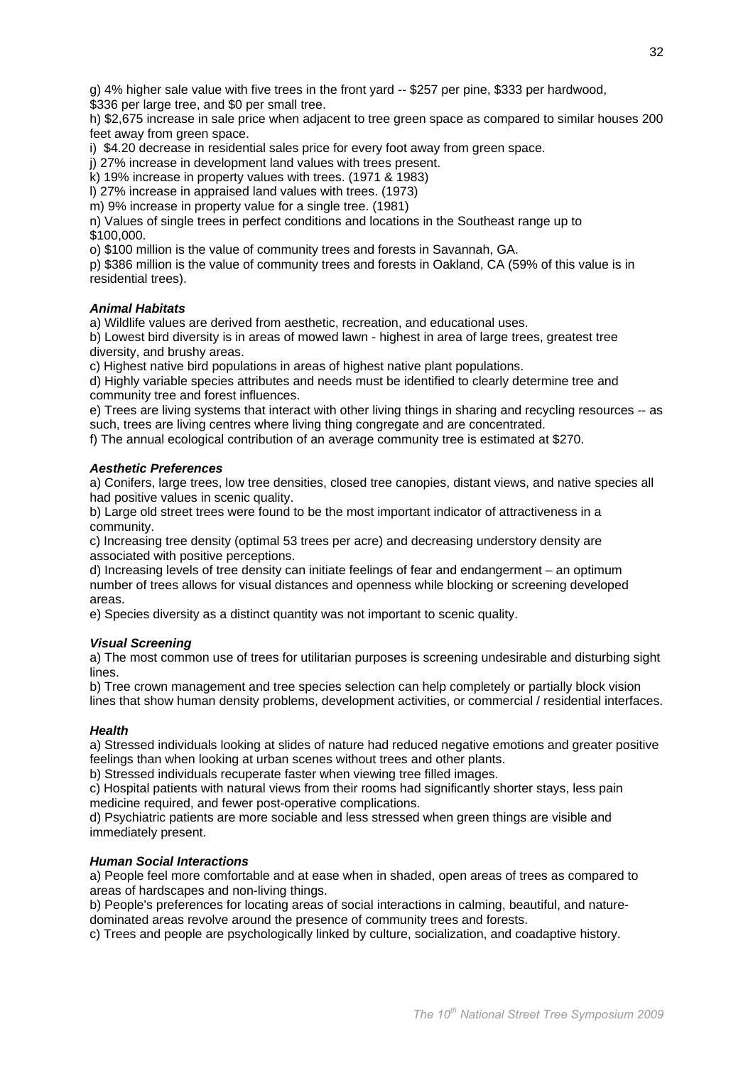g) 4% higher sale value with five trees in the front yard -- \$257 per pine, \$333 per hardwood, \$336 per large tree, and \$0 per small tree.

h) \$2,675 increase in sale price when adjacent to tree green space as compared to similar houses 200 feet away from green space.

i) \$4.20 decrease in residential sales price for every foot away from green space.

j) 27% increase in development land values with trees present.

k) 19% increase in property values with trees. (1971 & 1983)

l) 27% increase in appraised land values with trees. (1973)

m) 9% increase in property value for a single tree. (1981)

n) Values of single trees in perfect conditions and locations in the Southeast range up to \$100,000.

o) \$100 million is the value of community trees and forests in Savannah, GA.

p) \$386 million is the value of community trees and forests in Oakland, CA (59% of this value is in residential trees).

***Animal Habitats***

a) Wildlife values are derived from aesthetic, recreation, and educational uses.

b) Lowest bird diversity is in areas of mowed lawn - highest in area of large trees, greatest tree diversity, and brushy areas.

c) Highest native bird populations in areas of highest native plant populations.

d) Highly variable species attributes and needs must be identified to clearly determine tree and community tree and forest influences.

e) Trees are living systems that interact with other living things in sharing and recycling resources -- as such, trees are living centres where living thing congregate and are concentrated.

f) The annual ecological contribution of an average community tree is estimated at \$270.

***Aesthetic Preferences***

a) Conifers, large trees, low tree densities, closed tree canopies, distant views, and native species all had positive values in scenic quality.

b) Large old street trees were found to be the most important indicator of attractiveness in a community.

c) Increasing tree density (optimal 53 trees per acre) and decreasing understory density are associated with positive perceptions.

d) Increasing levels of tree density can initiate feelings of fear and endangerment – an optimum number of trees allows for visual distances and openness while blocking or screening developed areas.

e) Species diversity as a distinct quantity was not important to scenic quality.

***Visual Screening***

a) The most common use of trees for utilitarian purposes is screening undesirable and disturbing sight lines.

b) Tree crown management and tree species selection can help completely or partially block vision lines that show human density problems, development activities, or commercial / residential interfaces.

***Health***

a) Stressed individuals looking at slides of nature had reduced negative emotions and greater positive feelings than when looking at urban scenes without trees and other plants.

b) Stressed individuals recuperate faster when viewing tree filled images.

c) Hospital patients with natural views from their rooms had significantly shorter stays, less pain medicine required, and fewer post-operative complications.

d) Psychiatric patients are more sociable and less stressed when green things are visible and immediately present.

***Human Social Interactions***

a) People feel more comfortable and at ease when in shaded, open areas of trees as compared to areas of hardscapes and non-living things.

b) People's preferences for locating areas of social interactions in calming, beautiful, and nature-dominated areas revolve around the presence of community trees and forests.

c) Trees and people are psychologically linked by culture, socialization, and coadaptive history.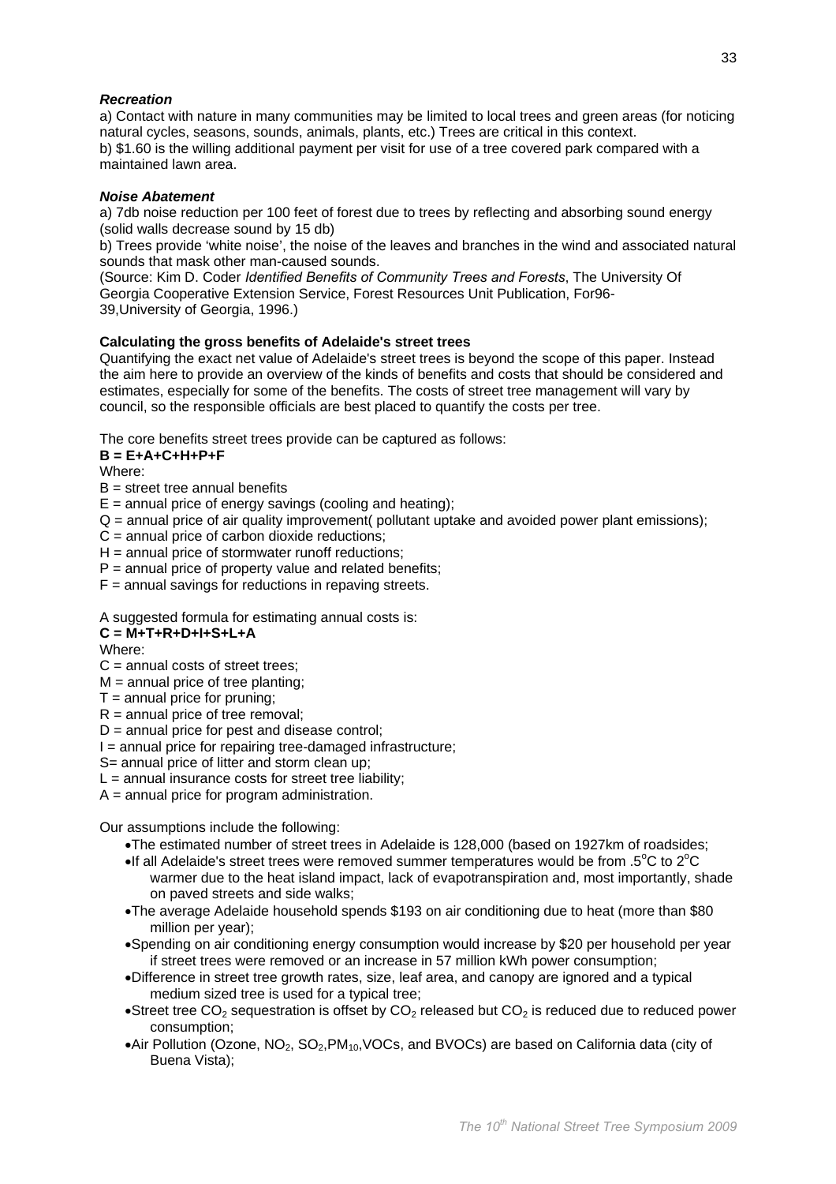***Recreation***

a) Contact with nature in many communities may be limited to local trees and green areas (for noticing natural cycles, seasons, sounds, animals, plants, etc.) Trees are critical in this context.
b) $1.60 is the willing additional payment per visit for use of a tree covered park compared with a maintained lawn area.

***Noise Abatement***

a) 7db noise reduction per 100 feet of forest due to trees by reflecting and absorbing sound energy (solid walls decrease sound by 15 db)
b) Trees provide 'white noise', the noise of the leaves and branches in the wind and associated natural sounds that mask other man-caused sounds.
(Source: Kim D. Coder *Identified Benefits of Community Trees and Forests*, The University Of Georgia Cooperative Extension Service, Forest Resources Unit Publication, For96-39,University of Georgia, 1996.)

**Calculating the gross benefits of Adelaide's street trees**

Quantifying the exact net value of Adelaide's street trees is beyond the scope of this paper. Instead the aim here to provide an overview of the kinds of benefits and costs that should be considered and estimates, especially for some of the benefits. The costs of street tree management will vary by council, so the responsible officials are best placed to quantify the costs per tree.

The core benefits street trees provide can be captured as follows:
**B = E+A+C+H+P+F**
Where:
B = street tree annual benefits
E = annual price of energy savings (cooling and heating);
Q = annual price of air quality improvement( pollutant uptake and avoided power plant emissions);
C = annual price of carbon dioxide reductions;
H = annual price of stormwater runoff reductions;
P = annual price of property value and related benefits;
F = annual savings for reductions in repaving streets.

A suggested formula for estimating annual costs is:
**C = M+T+R+D+I+S+L+A**
Where:
C = annual costs of street trees;
M = annual price of tree planting;
T = annual price for pruning;
R = annual price of tree removal;
D = annual price for pest and disease control;
I = annual price for repairing tree-damaged infrastructure;
S= annual price of litter and storm clean up;
L = annual insurance costs for street tree liability;
A = annual price for program administration.

Our assumptions include the following:

- The estimated number of street trees in Adelaide is 128,000 (based on 1927km of roadsides;
- If all Adelaide's street trees were removed summer temperatures would be from .5°C to 2°C warmer due to the heat island impact, lack of evapotranspiration and, most importantly, shade on paved streets and side walks;
- The average Adelaide household spends $193 on air conditioning due to heat (more than $80 million per year);
- Spending on air conditioning energy consumption would increase by $20 per household per year if street trees were removed or an increase in 57 million kWh power consumption;
- Difference in street tree growth rates, size, leaf area, and canopy are ignored and a typical medium sized tree is used for a typical tree;
- Street tree $CO_2$ sequestration is offset by $CO_2$ released but $CO_2$ is reduced due to reduced power consumption;
- Air Pollution (Ozone, $NO_2$, $SO_2$,$PM_{10}$,VOCs, and BVOCs) are based on California data (city of Buena Vista);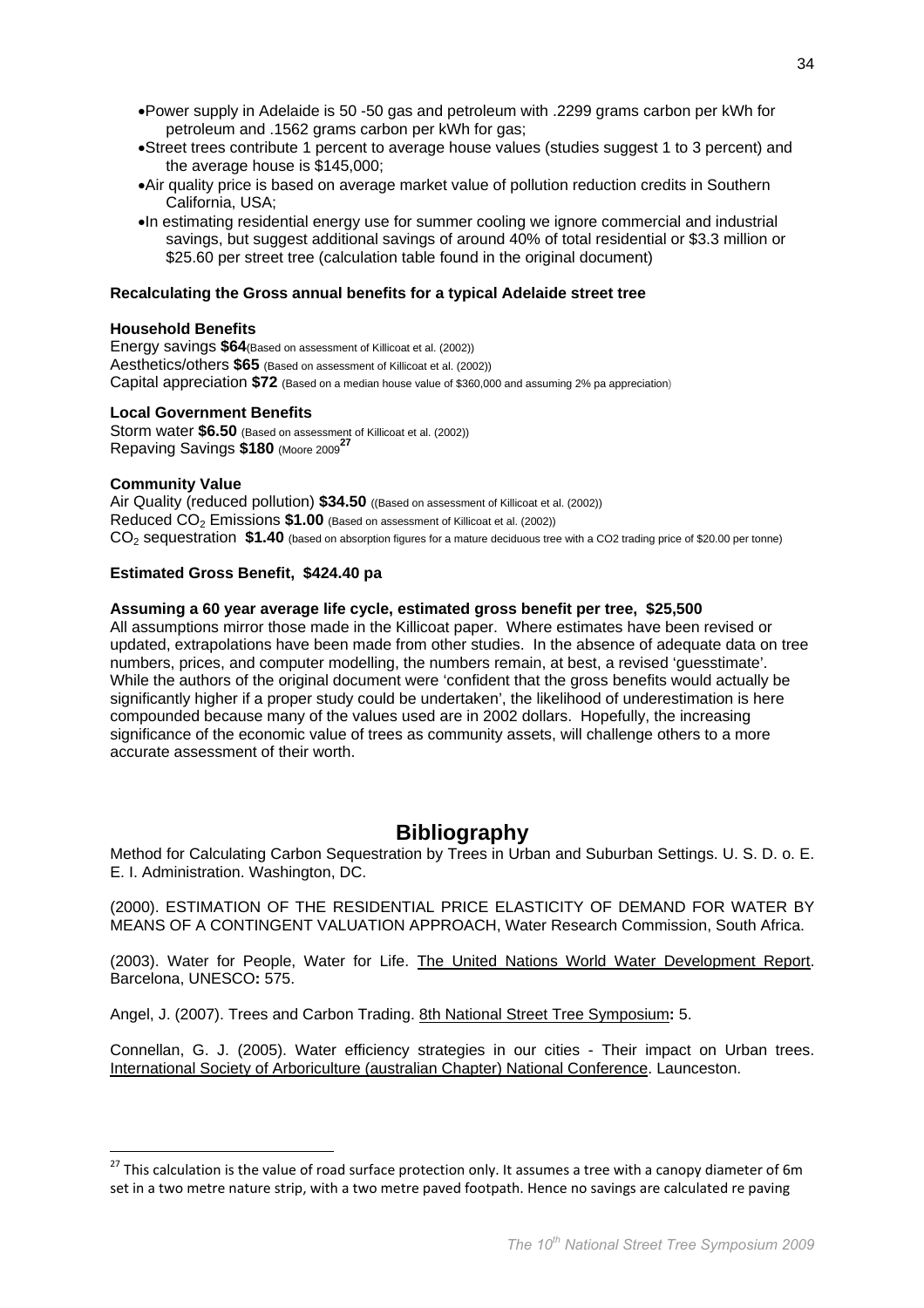- Power supply in Adelaide is 50 -50 gas and petroleum with .2299 grams carbon per kWh for petroleum and .1562 grams carbon per kWh for gas;
- Street trees contribute 1 percent to average house values (studies suggest 1 to 3 percent) and the average house is $145,000;
- Air quality price is based on average market value of pollution reduction credits in Southern California, USA;
- In estimating residential energy use for summer cooling we ignore commercial and industrial savings, but suggest additional savings of around 40% of total residential or $3.3 million or $25.60 per street tree (calculation table found in the original document)

**Recalculating the Gross annual benefits for a typical Adelaide street tree**

**Household Benefits**

Energy savings **$64**(Based on assessment of Killicoat et al. (2002))
Aesthetics/others **$65** (Based on assessment of Killicoat et al. (2002))
Capital appreciation **$72** (Based on a median house value of $360,000 and assuming 2% pa appreciation)

**Local Government Benefits**

Storm water **$6.50** (Based on assessment of Killicoat et al. (2002))
Repaving Savings **$180** (Moore 2009[27]

**Community Value**

Air Quality (reduced pollution) **$34.50** ((Based on assessment of Killicoat et al. (2002))
Reduced $CO_2$ Emissions **$1.00** (Based on assessment of Killicoat et al. (2002))
$CO_2$ sequestration **$1.40** (based on absorption figures for a mature deciduous tree with a CO2 trading price of $20.00 per tonne)

**Estimated Gross Benefit, $424.40 pa**

**Assuming a 60 year average life cycle, estimated gross benefit per tree, $25,500**

All assumptions mirror those made in the Killicoat paper. Where estimates have been revised or updated, extrapolations have been made from other studies. In the absence of adequate data on tree numbers, prices, and computer modelling, the numbers remain, at best, a revised 'guesstimate'. While the authors of the original document were 'confident that the gross benefits would actually be significantly higher if a proper study could be undertaken', the likelihood of underestimation is here compounded because many of the values used are in 2002 dollars. Hopefully, the increasing significance of the economic value of trees as community assets, will challenge others to a more accurate assessment of their worth.

## Bibliography

Method for Calculating Carbon Sequestration by Trees in Urban and Suburban Settings. U. S. D. o. E. E. I. Administration. Washington, DC.

(2000). ESTIMATION OF THE RESIDENTIAL PRICE ELASTICITY OF DEMAND FOR WATER BY MEANS OF A CONTINGENT VALUATION APPROACH, Water Research Commission, South Africa.

(2003). Water for People, Water for Life. The United Nations World Water Development Report. Barcelona, UNESCO**:** 575.

Angel, J. (2007). Trees and Carbon Trading. 8th National Street Tree Symposium**:** 5.

Connellan, G. J. (2005). Water efficiency strategies in our cities - Their impact on Urban trees. International Society of Arboriculture (australian Chapter) National Conference. Launceston.

---

[27] This calculation is the value of road surface protection only. It assumes a tree with a canopy diameter of 6m set in a two metre nature strip, with a two metre paved footpath. Hence no savings are calculated re paving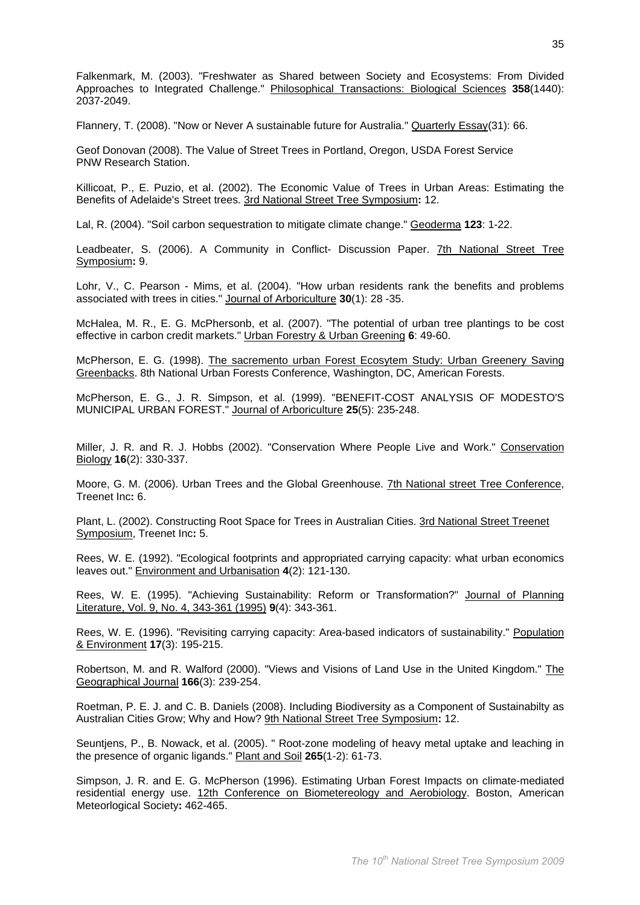Falkenmark, M. (2003). "Freshwater as Shared between Society and Ecosystems: From Divided Approaches to Integrated Challenge." Philosophical Transactions: Biological Sciences **358**(1440): 2037-2049.

Flannery, T. (2008). "Now or Never A sustainable future for Australia." Quarterly Essay(31): 66.

Geof Donovan (2008). The Value of Street Trees in Portland, Oregon, USDA Forest Service PNW Research Station.

Killicoat, P., E. Puzio, et al. (2002). The Economic Value of Trees in Urban Areas: Estimating the Benefits of Adelaide's Street trees. 3rd National Street Tree Symposium**:** 12.

Lal, R. (2004). "Soil carbon sequestration to mitigate climate change." Geoderma **123**: 1-22.

Leadbeater, S. (2006). A Community in Conflict- Discussion Paper. 7th National Street Tree Symposium**:** 9.

Lohr, V., C. Pearson - Mims, et al. (2004). "How urban residents rank the benefits and problems associated with trees in cities." Journal of Arboriculture **30**(1): 28 -35.

McHalea, M. R., E. G. McPhersonb, et al. (2007). "The potential of urban tree plantings to be cost effective in carbon credit markets." Urban Forestry & Urban Greening **6**: 49-60.

McPherson, E. G. (1998). The sacremento urban Forest Ecosytem Study: Urban Greenery Saving Greenbacks. 8th National Urban Forests Conference, Washington, DC, American Forests.

McPherson, E. G., J. R. Simpson, et al. (1999). "BENEFIT-COST ANALYSIS OF MODESTO'S MUNICIPAL URBAN FOREST." Journal of Arboriculture **25**(5): 235-248.

Miller, J. R. and R. J. Hobbs (2002). "Conservation Where People Live and Work." Conservation Biology **16**(2): 330-337.

Moore, G. M. (2006). Urban Trees and the Global Greenhouse. 7th National street Tree Conference, Treenet Inc**:** 6.

Plant, L. (2002). Constructing Root Space for Trees in Australian Cities. 3rd National Street Treenet Symposium, Treenet Inc**:** 5.

Rees, W. E. (1992). "Ecological footprints and appropriated carrying capacity: what urban economics leaves out." Environment and Urbanisation **4**(2): 121-130.

Rees, W. E. (1995). "Achieving Sustainability: Reform or Transformation?" Journal of Planning Literature, Vol. 9, No. 4, 343-361 (1995) **9**(4): 343-361.

Rees, W. E. (1996). "Revisiting carrying capacity: Area-based indicators of sustainability." Population & Environment **17**(3): 195-215.

Robertson, M. and R. Walford (2000). "Views and Visions of Land Use in the United Kingdom." The Geographical Journal **166**(3): 239-254.

Roetman, P. E. J. and C. B. Daniels (2008). Including Biodiversity as a Component of Sustainabilty as Australian Cities Grow; Why and How? 9th National Street Tree Symposium**:** 12.

Seuntjens, P., B. Nowack, et al. (2005). " Root-zone modeling of heavy metal uptake and leaching in the presence of organic ligands." Plant and Soil **265**(1-2): 61-73.

Simpson, J. R. and E. G. McPherson (1996). Estimating Urban Forest Impacts on climate-mediated residential energy use. 12th Conference on Biometereology and Aerobiology. Boston, American Meteorlogical Society**:** 462-465.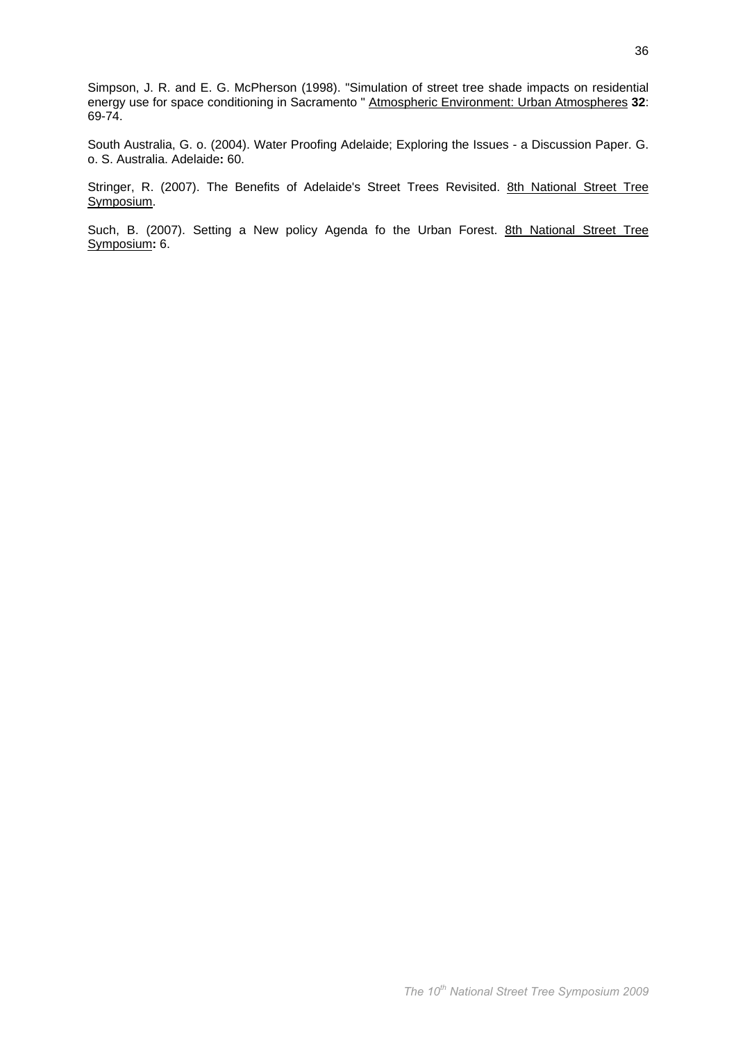Simpson, J. R. and E. G. McPherson (1998). "Simulation of street tree shade impacts on residential energy use for space conditioning in Sacramento " Atmospheric Environment: Urban Atmospheres **32**: 69-74.

South Australia, G. o. (2004). Water Proofing Adelaide; Exploring the Issues - a Discussion Paper. G. o. S. Australia. Adelaide**:** 60.

Stringer, R. (2007). The Benefits of Adelaide's Street Trees Revisited. 8th National Street Tree Symposium.

Such, B. (2007). Setting a New policy Agenda fo the Urban Forest. 8th National Street Tree Symposium**:** 6.